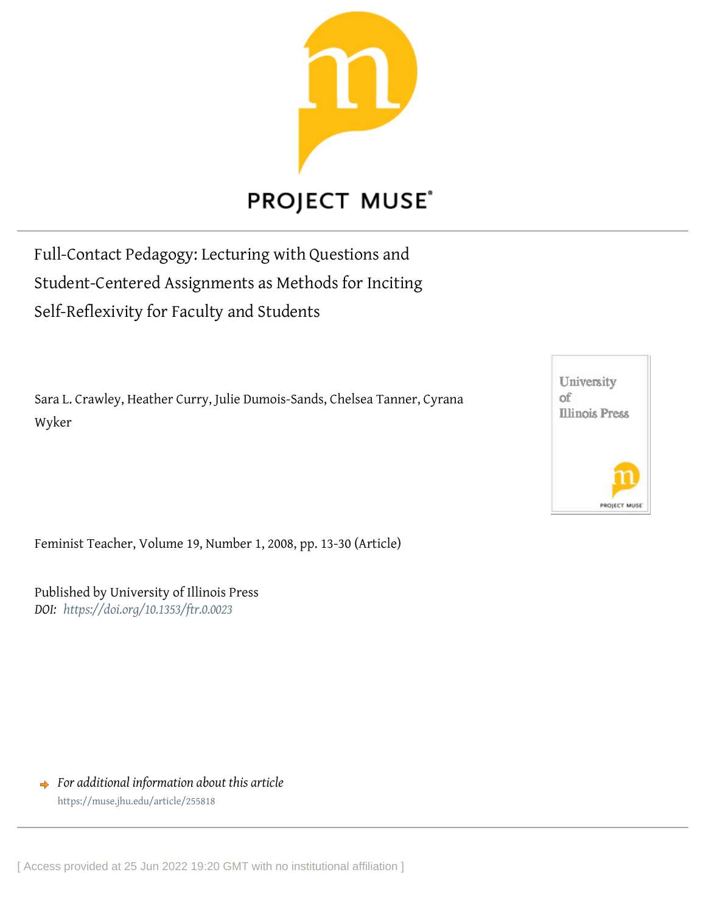# Full-Contact Pedagogy: Lecturing with Questions and Student-Centered Assignments as Methods for Inciting Self-Reflexivity for Faculty and Students

Sara L. Crawley, Heather Curry, Julie Dumois-Sands, Chelsea Tanner, Cyrana Wyker

Feminist Teacher, Volume 19, Number 1, 2008, pp. 13-30 (Article)

Published by University of Illinois Press

*DOI: https://doi.org/10.1353/ftr.0.0023*

*For additional information about this article*

https://muse.jhu.edu/article/255818

[ Access provided at 25 Jun 2022 19:20 GMT with no institutional affiliation ]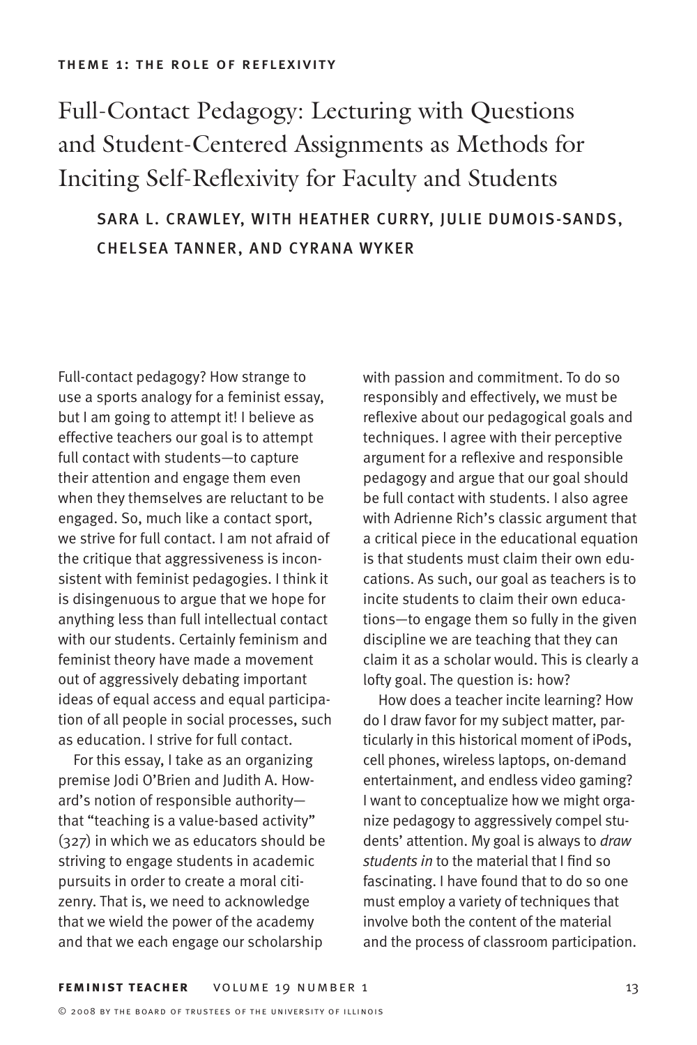**THEME 1: THE ROLE OF REFLEXIVITY**

# Full-Contact Pedagogy: Lecturing with Questions and Student-Centered Assignments as Methods for Inciting Self-Reflexivity for Faculty and Students

## SARA L. CRAWLEY, WITH HEATHER CURRY, JULIE DUMOIS-SANDS, CHELSEA TANNER, AND CYRANA WYKER

Full-contact pedagogy? How strange to use a sports analogy for a feminist essay, but I am going to attempt it! I believe as effective teachers our goal is to attempt full contact with students—to capture their attention and engage them even when they themselves are reluctant to be engaged. So, much like a contact sport, we strive for full contact. I am not afraid of the critique that aggressiveness is inconsistent with feminist pedagogies. I think it is disingenuous to argue that we hope for anything less than full intellectual contact with our students. Certainly feminism and feminist theory have made a movement out of aggressively debating important ideas of equal access and equal participation of all people in social processes, such as education. I strive for full contact.

For this essay, I take as an organizing premise Jodi O'Brien and Judith A. Howard's notion of responsible authority—that "teaching is a value-based activity" (327) in which we as educators should be striving to engage students in academic pursuits in order to create a moral citizenry. That is, we need to acknowledge that we wield the power of the academy and that we each engage our scholarship with passion and commitment. To do so responsibly and effectively, we must be reflexive about our pedagogical goals and techniques. I agree with their perceptive argument for a reflexive and responsible pedagogy and argue that our goal should be full contact with students. I also agree with Adrienne Rich's classic argument that a critical piece in the educational equation is that students must claim their own educations. As such, our goal as teachers is to incite students to claim their own educations—to engage them so fully in the given discipline we are teaching that they can claim it as a scholar would. This is clearly a lofty goal. The question is: how?

How does a teacher incite learning? How do I draw favor for my subject matter, particularly in this historical moment of iPods, cell phones, wireless laptops, on-demand entertainment, and endless video gaming? I want to conceptualize how we might organize pedagogy to aggressively compel students' attention. My goal is always to *draw students in* to the material that I find so fascinating. I have found that to do so one must employ a variety of techniques that involve both the content of the material and the process of classroom participation.

© 2008 by the board of trustees of the university of illinois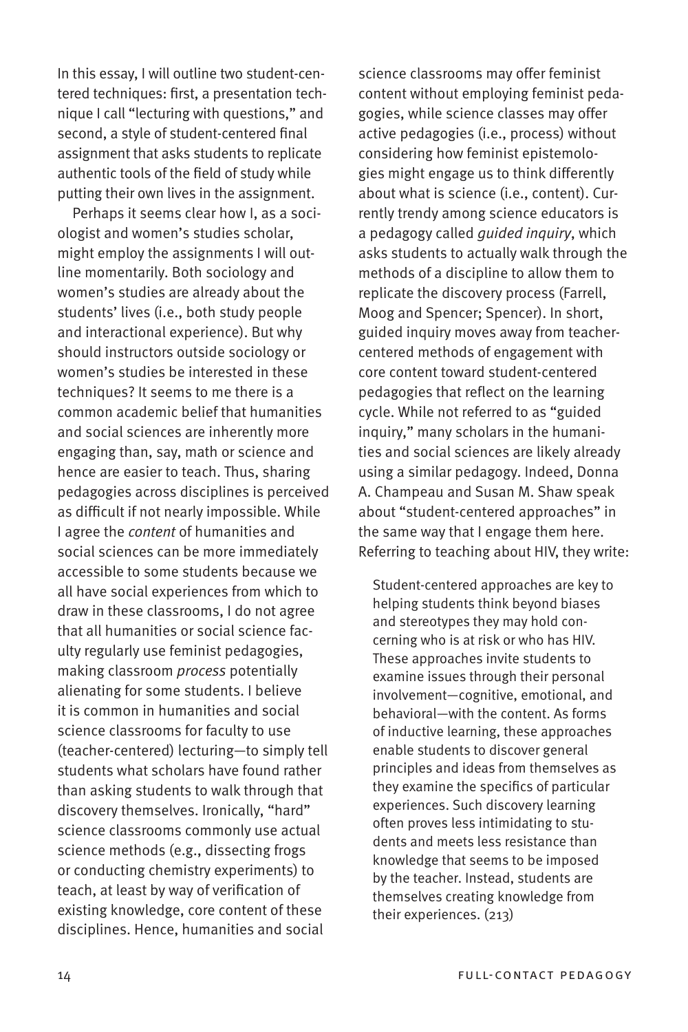In this essay, I will outline two student-centered techniques: first, a presentation technique I call "lecturing with questions," and second, a style of student-centered final assignment that asks students to replicate authentic tools of the field of study while putting their own lives in the assignment.

Perhaps it seems clear how I, as a sociologist and women's studies scholar, might employ the assignments I will outline momentarily. Both sociology and women's studies are already about the students' lives (i.e., both study people and interactional experience). But why should instructors outside sociology or women's studies be interested in these techniques? It seems to me there is a common academic belief that humanities and social sciences are inherently more engaging than, say, math or science and hence are easier to teach. Thus, sharing pedagogies across disciplines is perceived as difficult if not nearly impossible. While I agree the *content* of humanities and social sciences can be more immediately accessible to some students because we all have social experiences from which to draw in these classrooms, I do not agree that all humanities or social science faculty regularly use feminist pedagogies, making classroom *process* potentially alienating for some students. I believe it is common in humanities and social science classrooms for faculty to use (teacher-centered) lecturing—to simply tell students what scholars have found rather than asking students to walk through that discovery themselves. Ironically, "hard" science classrooms commonly use actual science methods (e.g., dissecting frogs or conducting chemistry experiments) to teach, at least by way of verification of existing knowledge, core content of these disciplines. Hence, humanities and social science classrooms may offer feminist content without employing feminist pedagogies, while science classes may offer active pedagogies (i.e., process) without considering how feminist epistemologies might engage us to think differently about what is science (i.e., content). Currently trendy among science educators is a pedagogy called *guided inquiry*, which asks students to actually walk through the methods of a discipline to allow them to replicate the discovery process (Farrell, Moog and Spencer; Spencer). In short, guided inquiry moves away from teacher-centered methods of engagement with core content toward student-centered pedagogies that reflect on the learning cycle. While not referred to as "guided inquiry," many scholars in the humanities and social sciences are likely already using a similar pedagogy. Indeed, Donna A. Champeau and Susan M. Shaw speak about "student-centered approaches" in the same way that I engage them here. Referring to teaching about HIV, they write:

> Student-centered approaches are key to helping students think beyond biases and stereotypes they may hold concerning who is at risk or who has HIV. These approaches invite students to examine issues through their personal involvement—cognitive, emotional, and behavioral—with the content. As forms of inductive learning, these approaches enable students to discover general principles and ideas from themselves as they examine the specifics of particular experiences. Such discovery learning often proves less intimidating to students and meets less resistance than knowledge that seems to be imposed by the teacher. Instead, students are themselves creating knowledge from their experiences. (213)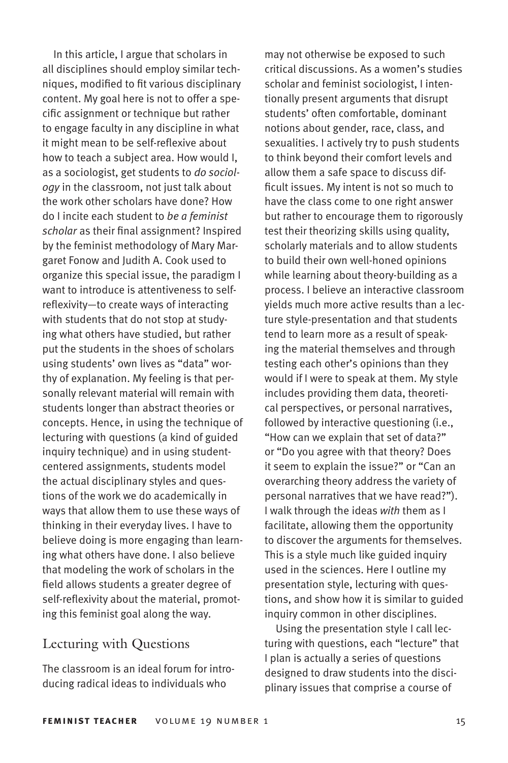In this article, I argue that scholars in all disciplines should employ similar techniques, modified to fit various disciplinary content. My goal here is not to offer a specific assignment or technique but rather to engage faculty in any discipline in what it might mean to be self-reflexive about how to teach a subject area. How would I, as a sociologist, get students to *do sociology* in the classroom, not just talk about the work other scholars have done? How do I incite each student to *be a feminist scholar* as their final assignment? Inspired by the feminist methodology of Mary Margaret Fonow and Judith A. Cook used to organize this special issue, the paradigm I want to introduce is attentiveness to self-reflexivity—to create ways of interacting with students that do not stop at studying what others have studied, but rather put the students in the shoes of scholars using students' own lives as "data" worthy of explanation. My feeling is that personally relevant material will remain with students longer than abstract theories or concepts. Hence, in using the technique of lecturing with questions (a kind of guided inquiry technique) and in using student-centered assignments, students model the actual disciplinary styles and questions of the work we do academically in ways that allow them to use these ways of thinking in their everyday lives. I have to believe doing is more engaging than learning what others have done. I also believe that modeling the work of scholars in the field allows students a greater degree of self-reflexivity about the material, promoting this feminist goal along the way.

## Lecturing with Questions

The classroom is an ideal forum for introducing radical ideas to individuals who may not otherwise be exposed to such critical discussions. As a women's studies scholar and feminist sociologist, I intentionally present arguments that disrupt students' often comfortable, dominant notions about gender, race, class, and sexualities. I actively try to push students to think beyond their comfort levels and allow them a safe space to discuss difficult issues. My intent is not so much to have the class come to one right answer but rather to encourage them to rigorously test their theorizing skills using quality, scholarly materials and to allow students to build their own well-honed opinions while learning about theory-building as a process. I believe an interactive classroom yields much more active results than a lecture style-presentation and that students tend to learn more as a result of speaking the material themselves and through testing each other's opinions than they would if I were to speak at them. My style includes providing them data, theoretical perspectives, or personal narratives, followed by interactive questioning (i.e., "How can we explain that set of data?" or "Do you agree with that theory? Does it seem to explain the issue?" or "Can an overarching theory address the variety of personal narratives that we have read?"). I walk through the ideas *with* them as I facilitate, allowing them the opportunity to discover the arguments for themselves. This is a style much like guided inquiry used in the sciences. Here I outline my presentation style, lecturing with questions, and show how it is similar to guided inquiry common in other disciplines.

Using the presentation style I call lecturing with questions, each "lecture" that I plan is actually a series of questions designed to draw students into the disciplinary issues that comprise a course of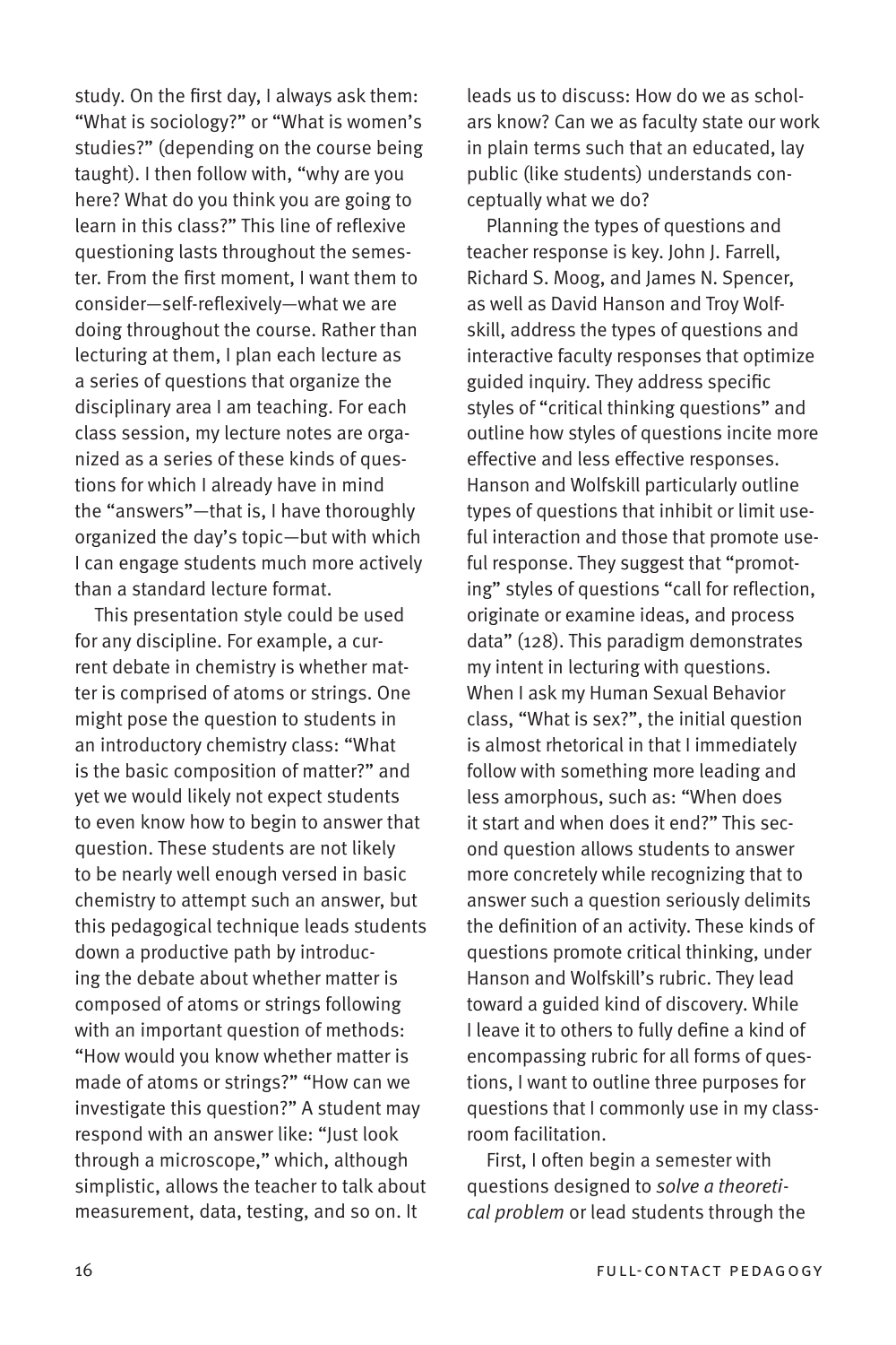study. On the first day, I always ask them: "What is sociology?" or "What is women's studies?" (depending on the course being taught). I then follow with, "why are you here? What do you think you are going to learn in this class?" This line of reflexive questioning lasts throughout the semester. From the first moment, I want them to consider—self-reflexively—what we are doing throughout the course. Rather than lecturing at them, I plan each lecture as a series of questions that organize the disciplinary area I am teaching. For each class session, my lecture notes are organized as a series of these kinds of questions for which I already have in mind the "answers"—that is, I have thoroughly organized the day's topic—but with which I can engage students much more actively than a standard lecture format.

This presentation style could be used for any discipline. For example, a current debate in chemistry is whether matter is comprised of atoms or strings. One might pose the question to students in an introductory chemistry class: "What is the basic composition of matter?" and yet we would likely not expect students to even know how to begin to answer that question. These students are not likely to be nearly well enough versed in basic chemistry to attempt such an answer, but this pedagogical technique leads students down a productive path by introducing the debate about whether matter is composed of atoms or strings following with an important question of methods: "How would you know whether matter is made of atoms or strings?" "How can we investigate this question?" A student may respond with an answer like: "Just look through a microscope," which, although simplistic, allows the teacher to talk about measurement, data, testing, and so on. It leads us to discuss: How do we as scholars know? Can we as faculty state our work in plain terms such that an educated, lay public (like students) understands conceptually what we do?

Planning the types of questions and teacher response is key. John J. Farrell, Richard S. Moog, and James N. Spencer, as well as David Hanson and Troy Wolfskill, address the types of questions and interactive faculty responses that optimize guided inquiry. They address specific styles of "critical thinking questions" and outline how styles of questions incite more effective and less effective responses. Hanson and Wolfskill particularly outline types of questions that inhibit or limit useful interaction and those that promote useful response. They suggest that "promoting" styles of questions "call for reflection, originate or examine ideas, and process data" (128). This paradigm demonstrates my intent in lecturing with questions. When I ask my Human Sexual Behavior class, "What is sex?", the initial question is almost rhetorical in that I immediately follow with something more leading and less amorphous, such as: "When does it start and when does it end?" This second question allows students to answer more concretely while recognizing that to answer such a question seriously delimits the definition of an activity. These kinds of questions promote critical thinking, under Hanson and Wolfskill's rubric. They lead toward a guided kind of discovery. While I leave it to others to fully define a kind of encompassing rubric for all forms of questions, I want to outline three purposes for questions that I commonly use in my classroom facilitation.

First, I often begin a semester with questions designed to *solve a theoretical problem* or lead students through the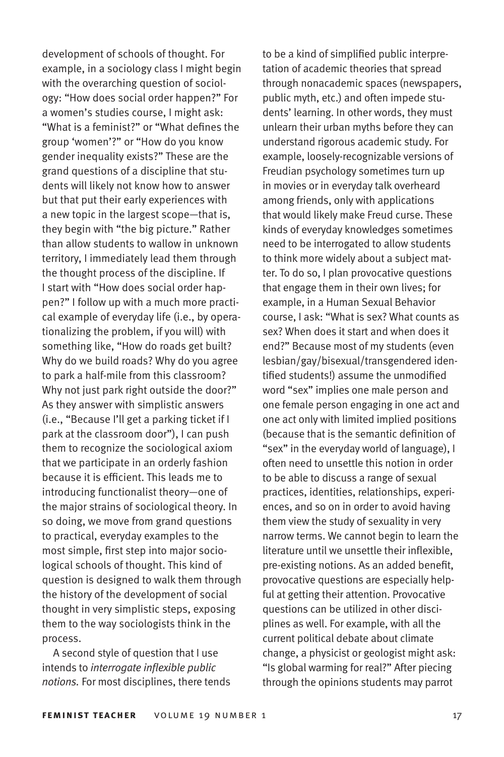development of schools of thought. For example, in a sociology class I might begin with the overarching question of sociology: "How does social order happen?" For a women's studies course, I might ask: "What is a feminist?" or "What defines the group 'women'?" or "How do you know gender inequality exists?" These are the grand questions of a discipline that students will likely not know how to answer but that put their early experiences with a new topic in the largest scope—that is, they begin with "the big picture." Rather than allow students to wallow in unknown territory, I immediately lead them through the thought process of the discipline. If I start with "How does social order happen?" I follow up with a much more practical example of everyday life (i.e., by operationalizing the problem, if you will) with something like, "How do roads get built? Why do we build roads? Why do you agree to park a half-mile from this classroom? Why not just park right outside the door?" As they answer with simplistic answers (i.e., "Because I'll get a parking ticket if I park at the classroom door"), I can push them to recognize the sociological axiom that we participate in an orderly fashion because it is efficient. This leads me to introducing functionalist theory—one of the major strains of sociological theory. In so doing, we move from grand questions to practical, everyday examples to the most simple, first step into major sociological schools of thought. This kind of question is designed to walk them through the history of the development of social thought in very simplistic steps, exposing them to the way sociologists think in the process.

A second style of question that I use intends to *interrogate inflexible public notions.* For most disciplines, there tends to be a kind of simplified public interpretation of academic theories that spread through nonacademic spaces (newspapers, public myth, etc.) and often impede students' learning. In other words, they must unlearn their urban myths before they can understand rigorous academic study. For example, loosely-recognizable versions of Freudian psychology sometimes turn up in movies or in everyday talk overheard among friends, only with applications that would likely make Freud curse. These kinds of everyday knowledges sometimes need to be interrogated to allow students to think more widely about a subject matter. To do so, I plan provocative questions that engage them in their own lives; for example, in a Human Sexual Behavior course, I ask: "What is sex? What counts as sex? When does it start and when does it end?" Because most of my students (even lesbian/gay/bisexual/transgendered identified students!) assume the unmodified word "sex" implies one male person and one female person engaging in one act and one act only with limited implied positions (because that is the semantic definition of "sex" in the everyday world of language), I often need to unsettle this notion in order to be able to discuss a range of sexual practices, identities, relationships, experiences, and so on in order to avoid having them view the study of sexuality in very narrow terms. We cannot begin to learn the literature until we unsettle their inflexible, pre-existing notions. As an added benefit, provocative questions are especially helpful at getting their attention. Provocative questions can be utilized in other disciplines as well. For example, with all the current political debate about climate change, a physicist or geologist might ask: "Is global warming for real?" After piecing through the opinions students may parrot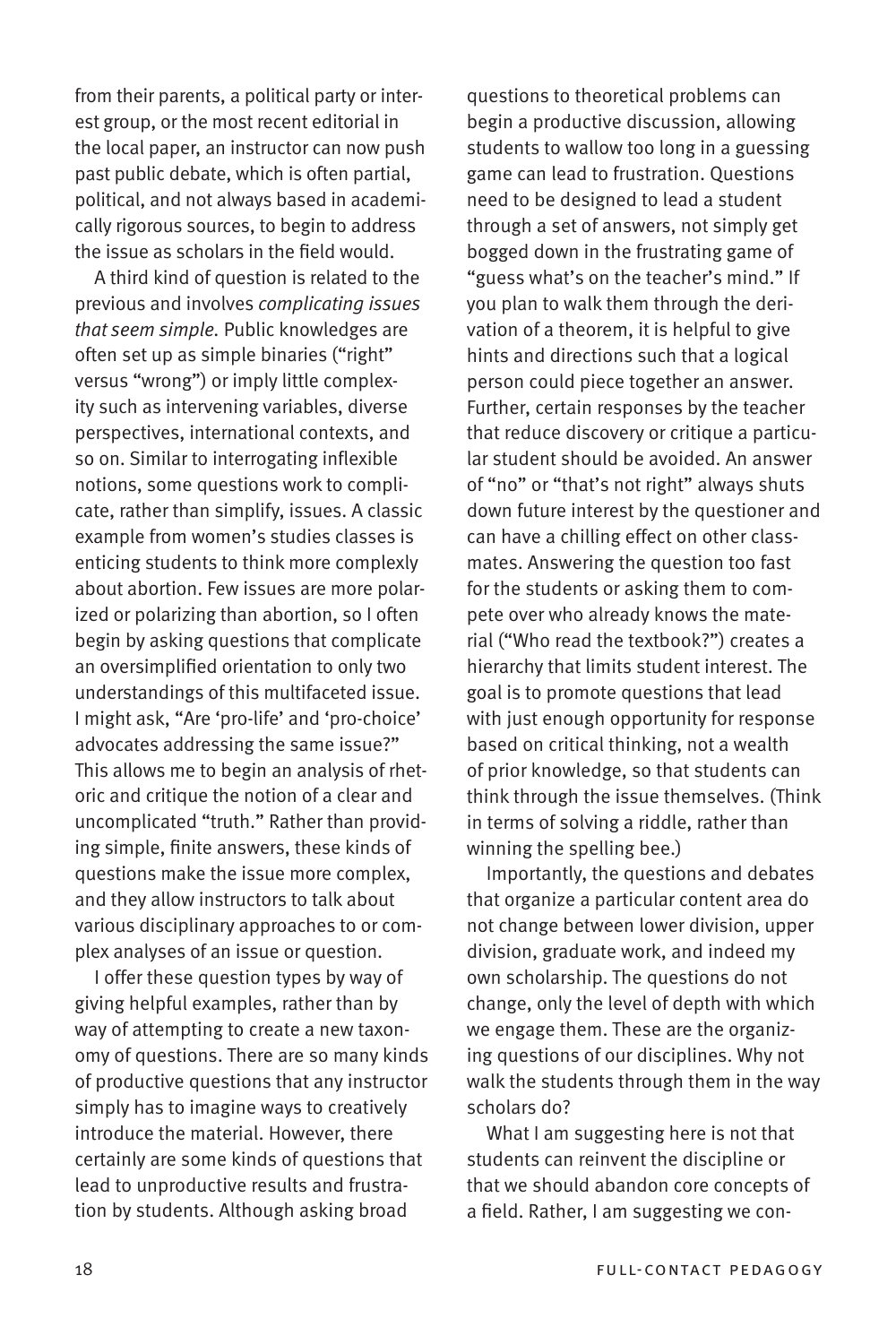from their parents, a political party or interest group, or the most recent editorial in the local paper, an instructor can now push past public debate, which is often partial, political, and not always based in academically rigorous sources, to begin to address the issue as scholars in the field would.

A third kind of question is related to the previous and involves *complicating issues that seem simple.* Public knowledges are often set up as simple binaries ("right" versus "wrong") or imply little complexity such as intervening variables, diverse perspectives, international contexts, and so on. Similar to interrogating inflexible notions, some questions work to complicate, rather than simplify, issues. A classic example from women's studies classes is enticing students to think more complexly about abortion. Few issues are more polarized or polarizing than abortion, so I often begin by asking questions that complicate an oversimplified orientation to only two understandings of this multifaceted issue. I might ask, "Are 'pro-life' and 'pro-choice' advocates addressing the same issue?" This allows me to begin an analysis of rhetoric and critique the notion of a clear and uncomplicated "truth." Rather than providing simple, finite answers, these kinds of questions make the issue more complex, and they allow instructors to talk about various disciplinary approaches to or complex analyses of an issue or question.

I offer these question types by way of giving helpful examples, rather than by way of attempting to create a new taxonomy of questions. There are so many kinds of productive questions that any instructor simply has to imagine ways to creatively introduce the material. However, there certainly are some kinds of questions that lead to unproductive results and frustration by students. Although asking broad questions to theoretical problems can begin a productive discussion, allowing students to wallow too long in a guessing game can lead to frustration. Questions need to be designed to lead a student through a set of answers, not simply get bogged down in the frustrating game of "guess what's on the teacher's mind." If you plan to walk them through the derivation of a theorem, it is helpful to give hints and directions such that a logical person could piece together an answer. Further, certain responses by the teacher that reduce discovery or critique a particular student should be avoided. An answer of "no" or "that's not right" always shuts down future interest by the questioner and can have a chilling effect on other classmates. Answering the question too fast for the students or asking them to compete over who already knows the material ("Who read the textbook?") creates a hierarchy that limits student interest. The goal is to promote questions that lead with just enough opportunity for response based on critical thinking, not a wealth of prior knowledge, so that students can think through the issue themselves. (Think in terms of solving a riddle, rather than winning the spelling bee.)

Importantly, the questions and debates that organize a particular content area do not change between lower division, upper division, graduate work, and indeed my own scholarship. The questions do not change, only the level of depth with which we engage them. These are the organizing questions of our disciplines. Why not walk the students through them in the way scholars do?

What I am suggesting here is not that students can reinvent the discipline or that we should abandon core concepts of a field. Rather, I am suggesting we con-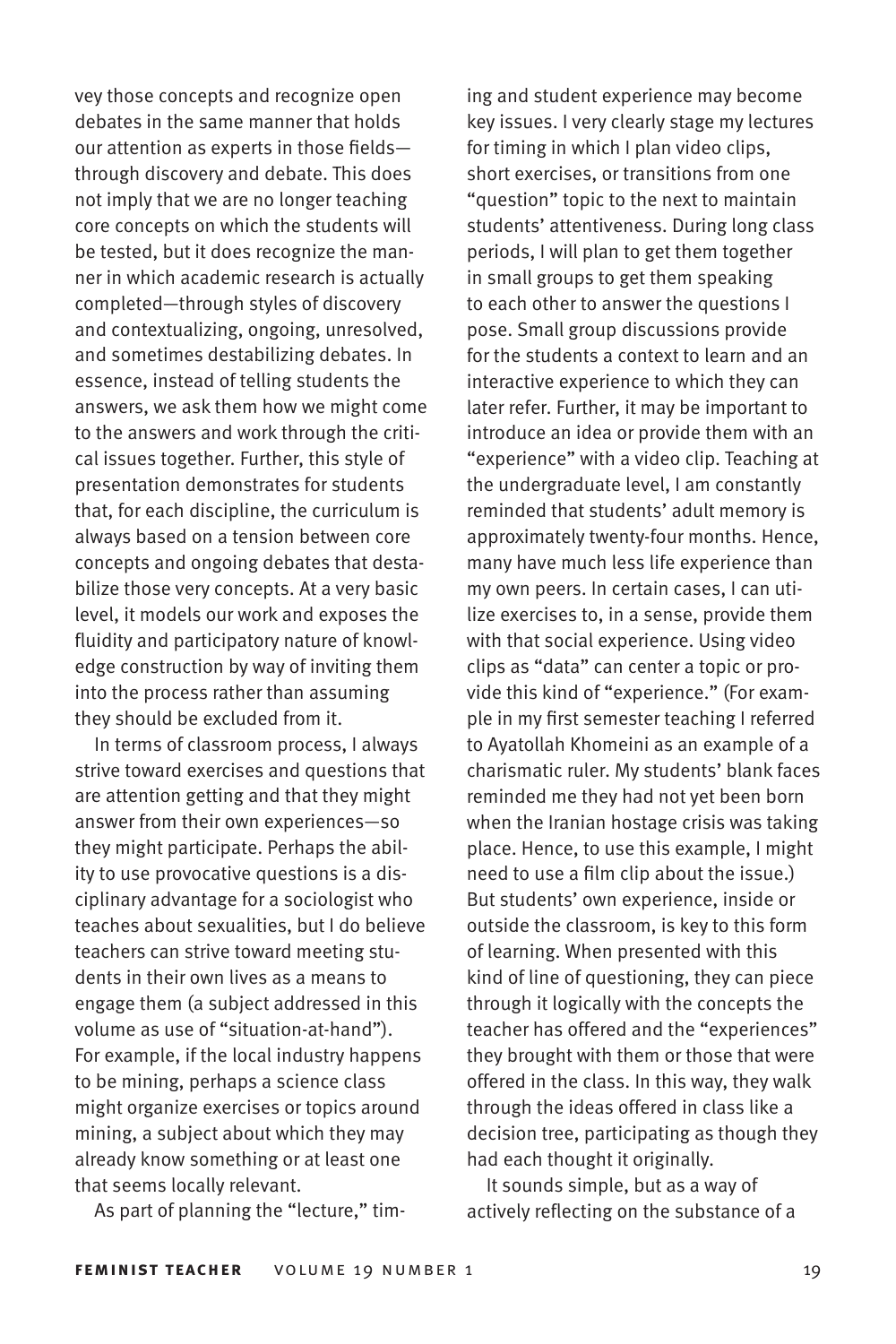vey those concepts and recognize open debates in the same manner that holds our attention as experts in those fields—through discovery and debate. This does not imply that we are no longer teaching core concepts on which the students will be tested, but it does recognize the manner in which academic research is actually completed—through styles of discovery and contextualizing, ongoing, unresolved, and sometimes destabilizing debates. In essence, instead of telling students the answers, we ask them how we might come to the answers and work through the critical issues together. Further, this style of presentation demonstrates for students that, for each discipline, the curriculum is always based on a tension between core concepts and ongoing debates that destabilize those very concepts. At a very basic level, it models our work and exposes the fluidity and participatory nature of knowledge construction by way of inviting them into the process rather than assuming they should be excluded from it.

In terms of classroom process, I always strive toward exercises and questions that are attention getting and that they might answer from their own experiences—so they might participate. Perhaps the ability to use provocative questions is a disciplinary advantage for a sociologist who teaches about sexualities, but I do believe teachers can strive toward meeting students in their own lives as a means to engage them (a subject addressed in this volume as use of "situation-at-hand"). For example, if the local industry happens to be mining, perhaps a science class might organize exercises or topics around mining, a subject about which they may already know something or at least one that seems locally relevant.

As part of planning the "lecture," timing and student experience may become key issues. I very clearly stage my lectures for timing in which I plan video clips, short exercises, or transitions from one "question" topic to the next to maintain students' attentiveness. During long class periods, I will plan to get them together in small groups to get them speaking to each other to answer the questions I pose. Small group discussions provide for the students a context to learn and an interactive experience to which they can later refer. Further, it may be important to introduce an idea or provide them with an "experience" with a video clip. Teaching at the undergraduate level, I am constantly reminded that students' adult memory is approximately twenty-four months. Hence, many have much less life experience than my own peers. In certain cases, I can utilize exercises to, in a sense, provide them with that social experience. Using video clips as "data" can center a topic or provide this kind of "experience." (For example in my first semester teaching I referred to Ayatollah Khomeini as an example of a charismatic ruler. My students' blank faces reminded me they had not yet been born when the Iranian hostage crisis was taking place. Hence, to use this example, I might need to use a film clip about the issue.) But students' own experience, inside or outside the classroom, is key to this form of learning. When presented with this kind of line of questioning, they can piece through it logically with the concepts the teacher has offered and the "experiences" they brought with them or those that were offered in the class. In this way, they walk through the ideas offered in class like a decision tree, participating as though they had each thought it originally.

It sounds simple, but as a way of actively reflecting on the substance of a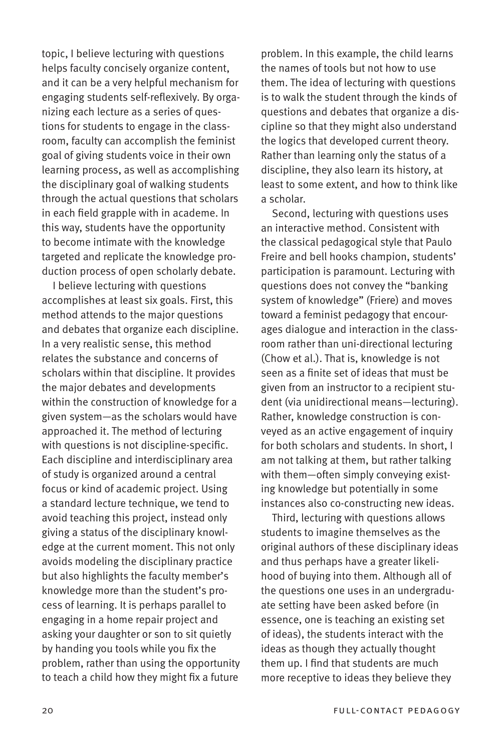topic, I believe lecturing with questions helps faculty concisely organize content, and it can be a very helpful mechanism for engaging students self-reflexively. By organizing each lecture as a series of questions for students to engage in the classroom, faculty can accomplish the feminist goal of giving students voice in their own learning process, as well as accomplishing the disciplinary goal of walking students through the actual questions that scholars in each field grapple with in academe. In this way, students have the opportunity to become intimate with the knowledge targeted and replicate the knowledge production process of open scholarly debate.

I believe lecturing with questions accomplishes at least six goals. First, this method attends to the major questions and debates that organize each discipline. In a very realistic sense, this method relates the substance and concerns of scholars within that discipline. It provides the major debates and developments within the construction of knowledge for a given system—as the scholars would have approached it. The method of lecturing with questions is not discipline-specific. Each discipline and interdisciplinary area of study is organized around a central focus or kind of academic project. Using a standard lecture technique, we tend to avoid teaching this project, instead only giving a status of the disciplinary knowledge at the current moment. This not only avoids modeling the disciplinary practice but also highlights the faculty member's knowledge more than the student's process of learning. It is perhaps parallel to engaging in a home repair project and asking your daughter or son to sit quietly by handing you tools while you fix the problem, rather than using the opportunity to teach a child how they might fix a future problem. In this example, the child learns the names of tools but not how to use them. The idea of lecturing with questions is to walk the student through the kinds of questions and debates that organize a discipline so that they might also understand the logics that developed current theory. Rather than learning only the status of a discipline, they also learn its history, at least to some extent, and how to think like a scholar.

Second, lecturing with questions uses an interactive method. Consistent with the classical pedagogical style that Paulo Freire and bell hooks champion, students' participation is paramount. Lecturing with questions does not convey the "banking system of knowledge" (Friere) and moves toward a feminist pedagogy that encourages dialogue and interaction in the classroom rather than uni-directional lecturing (Chow et al.). That is, knowledge is not seen as a finite set of ideas that must be given from an instructor to a recipient student (via unidirectional means—lecturing). Rather, knowledge construction is conveyed as an active engagement of inquiry for both scholars and students. In short, I am not talking at them, but rather talking with them—often simply conveying existing knowledge but potentially in some instances also co-constructing new ideas.

Third, lecturing with questions allows students to imagine themselves as the original authors of these disciplinary ideas and thus perhaps have a greater likelihood of buying into them. Although all of the questions one uses in an undergraduate setting have been asked before (in essence, one is teaching an existing set of ideas), the students interact with the ideas as though they actually thought them up. I find that students are much more receptive to ideas they believe they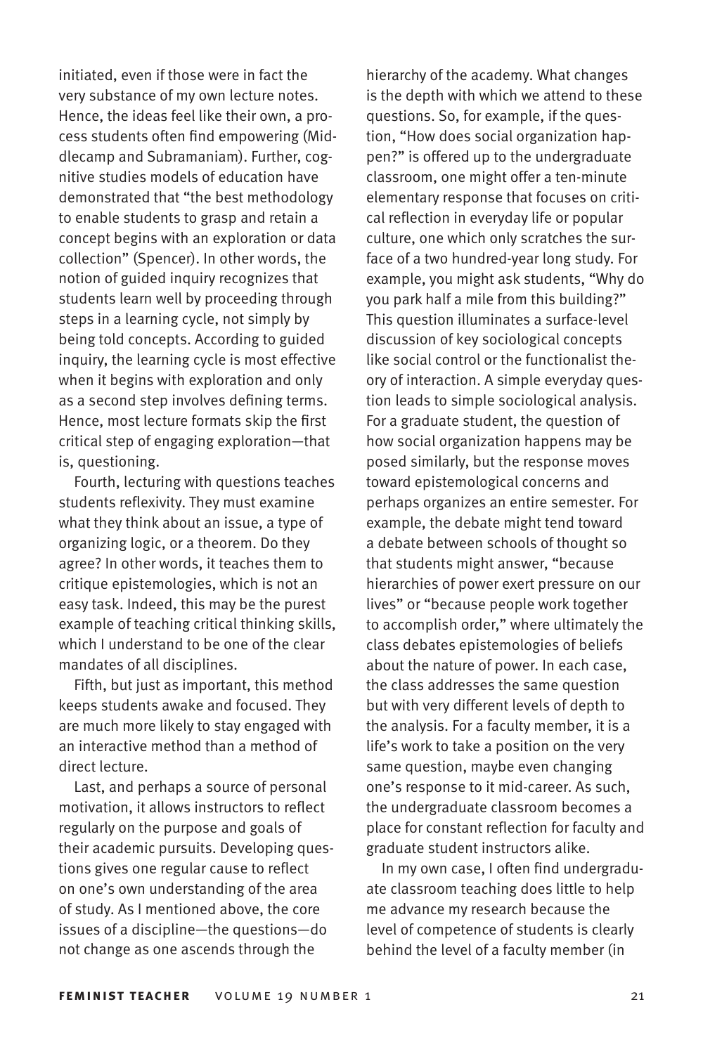initiated, even if those were in fact the very substance of my own lecture notes. Hence, the ideas feel like their own, a process students often find empowering (Middlecamp and Subramaniam). Further, cognitive studies models of education have demonstrated that "the best methodology to enable students to grasp and retain a concept begins with an exploration or data collection" (Spencer). In other words, the notion of guided inquiry recognizes that students learn well by proceeding through steps in a learning cycle, not simply by being told concepts. According to guided inquiry, the learning cycle is most effective when it begins with exploration and only as a second step involves defining terms. Hence, most lecture formats skip the first critical step of engaging exploration—that is, questioning.

Fourth, lecturing with questions teaches students reflexivity. They must examine what they think about an issue, a type of organizing logic, or a theorem. Do they agree? In other words, it teaches them to critique epistemologies, which is not an easy task. Indeed, this may be the purest example of teaching critical thinking skills, which I understand to be one of the clear mandates of all disciplines.

Fifth, but just as important, this method keeps students awake and focused. They are much more likely to stay engaged with an interactive method than a method of direct lecture.

Last, and perhaps a source of personal motivation, it allows instructors to reflect regularly on the purpose and goals of their academic pursuits. Developing questions gives one regular cause to reflect on one's own understanding of the area of study. As I mentioned above, the core issues of a discipline—the questions—do not change as one ascends through the hierarchy of the academy. What changes is the depth with which we attend to these questions. So, for example, if the question, "How does social organization happen?" is offered up to the undergraduate classroom, one might offer a ten-minute elementary response that focuses on critical reflection in everyday life or popular culture, one which only scratches the surface of a two hundred-year long study. For example, you might ask students, "Why do you park half a mile from this building?" This question illuminates a surface-level discussion of key sociological concepts like social control or the functionalist theory of interaction. A simple everyday question leads to simple sociological analysis. For a graduate student, the question of how social organization happens may be posed similarly, but the response moves toward epistemological concerns and perhaps organizes an entire semester. For example, the debate might tend toward a debate between schools of thought so that students might answer, "because hierarchies of power exert pressure on our lives" or "because people work together to accomplish order," where ultimately the class debates epistemologies of beliefs about the nature of power. In each case, the class addresses the same question but with very different levels of depth to the analysis. For a faculty member, it is a life's work to take a position on the very same question, maybe even changing one's response to it mid-career. As such, the undergraduate classroom becomes a place for constant reflection for faculty and graduate student instructors alike.

In my own case, I often find undergraduate classroom teaching does little to help me advance my research because the level of competence of students is clearly behind the level of a faculty member (in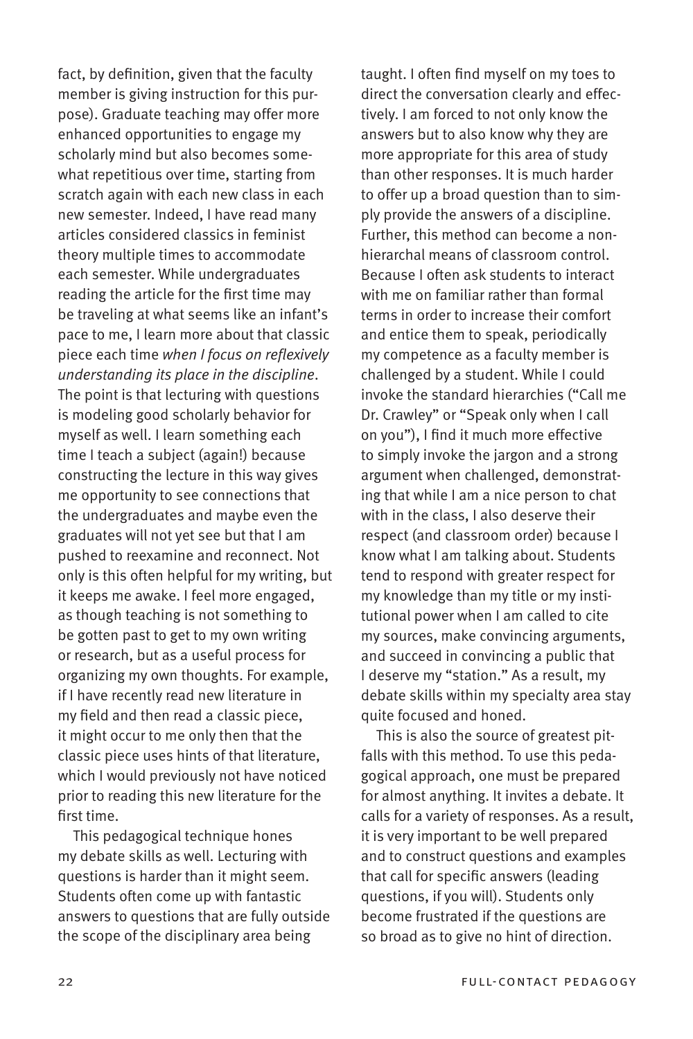fact, by definition, given that the faculty member is giving instruction for this purpose). Graduate teaching may offer more enhanced opportunities to engage my scholarly mind but also becomes somewhat repetitious over time, starting from scratch again with each new class in each new semester. Indeed, I have read many articles considered classics in feminist theory multiple times to accommodate each semester. While undergraduates reading the article for the first time may be traveling at what seems like an infant's pace to me, I learn more about that classic piece each time *when I focus on reflexively understanding its place in the discipline*. The point is that lecturing with questions is modeling good scholarly behavior for myself as well. I learn something each time I teach a subject (again!) because constructing the lecture in this way gives me opportunity to see connections that the undergraduates and maybe even the graduates will not yet see but that I am pushed to reexamine and reconnect. Not only is this often helpful for my writing, but it keeps me awake. I feel more engaged, as though teaching is not something to be gotten past to get to my own writing or research, but as a useful process for organizing my own thoughts. For example, if I have recently read new literature in my field and then read a classic piece, it might occur to me only then that the classic piece uses hints of that literature, which I would previously not have noticed prior to reading this new literature for the first time.

This pedagogical technique hones my debate skills as well. Lecturing with questions is harder than it might seem. Students often come up with fantastic answers to questions that are fully outside the scope of the disciplinary area being taught. I often find myself on my toes to direct the conversation clearly and effectively. I am forced to not only know the answers but to also know why they are more appropriate for this area of study than other responses. It is much harder to offer up a broad question than to simply provide the answers of a discipline. Further, this method can become a nonhierarchal means of classroom control. Because I often ask students to interact with me on familiar rather than formal terms in order to increase their comfort and entice them to speak, periodically my competence as a faculty member is challenged by a student. While I could invoke the standard hierarchies ("Call me Dr. Crawley" or "Speak only when I call on you"), I find it much more effective to simply invoke the jargon and a strong argument when challenged, demonstrating that while I am a nice person to chat with in the class, I also deserve their respect (and classroom order) because I know what I am talking about. Students tend to respond with greater respect for my knowledge than my title or my institutional power when I am called to cite my sources, make convincing arguments, and succeed in convincing a public that I deserve my "station." As a result, my debate skills within my specialty area stay quite focused and honed.

This is also the source of greatest pitfalls with this method. To use this pedagogical approach, one must be prepared for almost anything. It invites a debate. It calls for a variety of responses. As a result, it is very important to be well prepared and to construct questions and examples that call for specific answers (leading questions, if you will). Students only become frustrated if the questions are so broad as to give no hint of direction.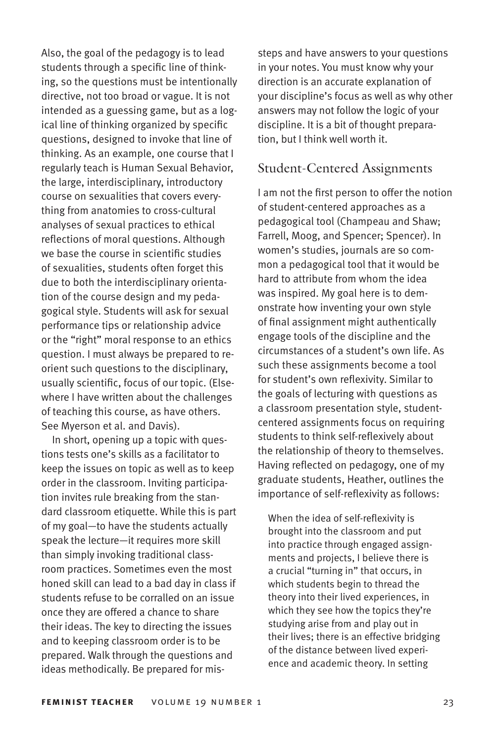Also, the goal of the pedagogy is to lead students through a specific line of thinking, so the questions must be intentionally directive, not too broad or vague. It is not intended as a guessing game, but as a logical line of thinking organized by specific questions, designed to invoke that line of thinking. As an example, one course that I regularly teach is Human Sexual Behavior, the large, interdisciplinary, introductory course on sexualities that covers everything from anatomies to cross-cultural analyses of sexual practices to ethical reflections of moral questions. Although we base the course in scientific studies of sexualities, students often forget this due to both the interdisciplinary orientation of the course design and my pedagogical style. Students will ask for sexual performance tips or relationship advice or the "right" moral response to an ethics question. I must always be prepared to reorient such questions to the disciplinary, usually scientific, focus of our topic. (Elsewhere I have written about the challenges of teaching this course, as have others. See Myerson et al. and Davis).

In short, opening up a topic with questions tests one's skills as a facilitator to keep the issues on topic as well as to keep order in the classroom. Inviting participation invites rule breaking from the standard classroom etiquette. While this is part of my goal—to have the students actually speak the lecture—it requires more skill than simply invoking traditional classroom practices. Sometimes even the most honed skill can lead to a bad day in class if students refuse to be corralled on an issue once they are offered a chance to share their ideas. The key to directing the issues and to keeping classroom order is to be prepared. Walk through the questions and ideas methodically. Be prepared for missteps and have answers to your questions in your notes. You must know why your direction is an accurate explanation of your discipline's focus as well as why other answers may not follow the logic of your discipline. It is a bit of thought preparation, but I think well worth it.

## Student-Centered Assignments

I am not the first person to offer the notion of student-centered approaches as a pedagogical tool (Champeau and Shaw; Farrell, Moog, and Spencer; Spencer). In women's studies, journals are so common a pedagogical tool that it would be hard to attribute from whom the idea was inspired. My goal here is to demonstrate how inventing your own style of final assignment might authentically engage tools of the discipline and the circumstances of a student's own life. As such these assignments become a tool for student's own reflexivity. Similar to the goals of lecturing with questions as a classroom presentation style, student-centered assignments focus on requiring students to think self-reflexively about the relationship of theory to themselves. Having reflected on pedagogy, one of my graduate students, Heather, outlines the importance of self-reflexivity as follows:

> When the idea of self-reflexivity is brought into the classroom and put into practice through engaged assignments and projects, I believe there is a crucial "turning in" that occurs, in which students begin to thread the theory into their lived experiences, in which they see how the topics they're studying arise from and play out in their lives; there is an effective bridging of the distance between lived experience and academic theory. In setting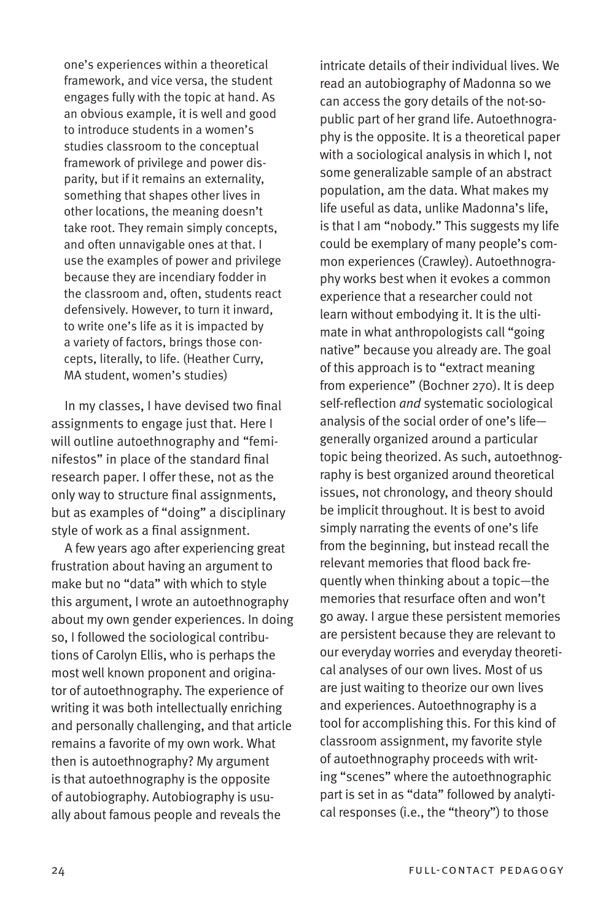one's experiences within a theoretical framework, and vice versa, the student engages fully with the topic at hand. As an obvious example, it is well and good to introduce students in a women's studies classroom to the conceptual framework of privilege and power disparity, but if it remains an externality, something that shapes other lives in other locations, the meaning doesn't take root. They remain simply concepts, and often unnavigable ones at that. I use the examples of power and privilege because they are incendiary fodder in the classroom and, often, students react defensively. However, to turn it inward, to write one's life as it is impacted by a variety of factors, brings those concepts, literally, to life. (Heather Curry, MA student, women's studies)

In my classes, I have devised two final assignments to engage just that. Here I will outline autoethnography and "feminifestos" in place of the standard final research paper. I offer these, not as the only way to structure final assignments, but as examples of "doing" a disciplinary style of work as a final assignment.

A few years ago after experiencing great frustration about having an argument to make but no "data" with which to style this argument, I wrote an autoethnography about my own gender experiences. In doing so, I followed the sociological contributions of Carolyn Ellis, who is perhaps the most well known proponent and originator of autoethnography. The experience of writing it was both intellectually enriching and personally challenging, and that article remains a favorite of my own work. What then is autoethnography? My argument is that autoethnography is the opposite of autobiography. Autobiography is usually about famous people and reveals the intricate details of their individual lives. We read an autobiography of Madonna so we can access the gory details of the not-so-public part of her grand life. Autoethnography is the opposite. It is a theoretical paper with a sociological analysis in which I, not some generalizable sample of an abstract population, am the data. What makes my life useful as data, unlike Madonna's life, is that I am "nobody." This suggests my life could be exemplary of many people's common experiences (Crawley). Autoethnography works best when it evokes a common experience that a researcher could not learn without embodying it. It is the ultimate in what anthropologists call "going native" because you already are. The goal of this approach is to "extract meaning from experience" (Bochner 270). It is deep self-reflection *and* systematic sociological analysis of the social order of one's life—generally organized around a particular topic being theorized. As such, autoethnography is best organized around theoretical issues, not chronology, and theory should be implicit throughout. It is best to avoid simply narrating the events of one's life from the beginning, but instead recall the relevant memories that flood back frequently when thinking about a topic—the memories that resurface often and won't go away. I argue these persistent memories are persistent because they are relevant to our everyday worries and everyday theoretical analyses of our own lives. Most of us are just waiting to theorize our own lives and experiences. Autoethnography is a tool for accomplishing this. For this kind of classroom assignment, my favorite style of autoethnography proceeds with writing "scenes" where the autoethnographic part is set in as "data" followed by analytical responses (i.e., the "theory") to those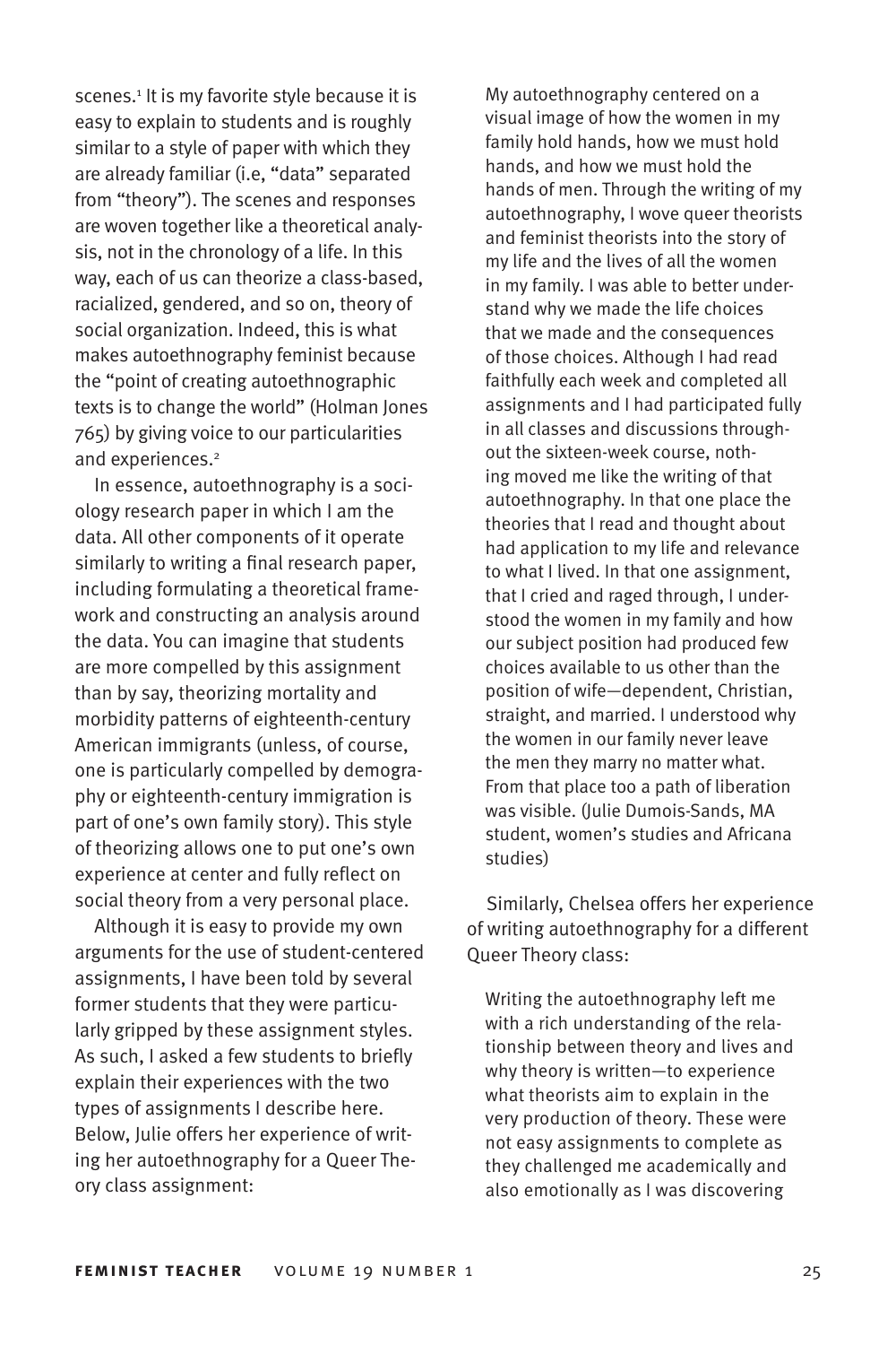scenes.[1] It is my favorite style because it is easy to explain to students and is roughly similar to a style of paper with which they are already familiar (i.e, "data" separated from "theory"). The scenes and responses are woven together like a theoretical analysis, not in the chronology of a life. In this way, each of us can theorize a class-based, racialized, gendered, and so on, theory of social organization. Indeed, this is what makes autoethnography feminist because the "point of creating autoethnographic texts is to change the world" (Holman Jones 765) by giving voice to our particularities and experiences.[2]

In essence, autoethnography is a sociology research paper in which I am the data. All other components of it operate similarly to writing a final research paper, including formulating a theoretical framework and constructing an analysis around the data. You can imagine that students are more compelled by this assignment than by say, theorizing mortality and morbidity patterns of eighteenth-century American immigrants (unless, of course, one is particularly compelled by demography or eighteenth-century immigration is part of one's own family story). This style of theorizing allows one to put one's own experience at center and fully reflect on social theory from a very personal place.

Although it is easy to provide my own arguments for the use of student-centered assignments, I have been told by several former students that they were particularly gripped by these assignment styles. As such, I asked a few students to briefly explain their experiences with the two types of assignments I describe here. Below, Julie offers her experience of writing her autoethnography for a Queer Theory class assignment:

> My autoethnography centered on a visual image of how the women in my family hold hands, how we must hold hands, and how we must hold the hands of men. Through the writing of my autoethnography, I wove queer theorists and feminist theorists into the story of my life and the lives of all the women in my family. I was able to better understand why we made the life choices that we made and the consequences of those choices. Although I had read faithfully each week and completed all assignments and I had participated fully in all classes and discussions throughout the sixteen-week course, nothing moved me like the writing of that autoethnography. In that one place the theories that I read and thought about had application to my life and relevance to what I lived. In that one assignment, that I cried and raged through, I understood the women in my family and how our subject position had produced few choices available to us other than the position of wife—dependent, Christian, straight, and married. I understood why the women in our family never leave the men they marry no matter what. From that place too a path of liberation was visible. (Julie Dumois-Sands, MA student, women's studies and Africana studies)

Similarly, Chelsea offers her experience of writing autoethnography for a different Queer Theory class:

> Writing the autoethnography left me with a rich understanding of the relationship between theory and lives and why theory is written—to experience what theorists aim to explain in the very production of theory. These were not easy assignments to complete as they challenged me academically and also emotionally as I was discovering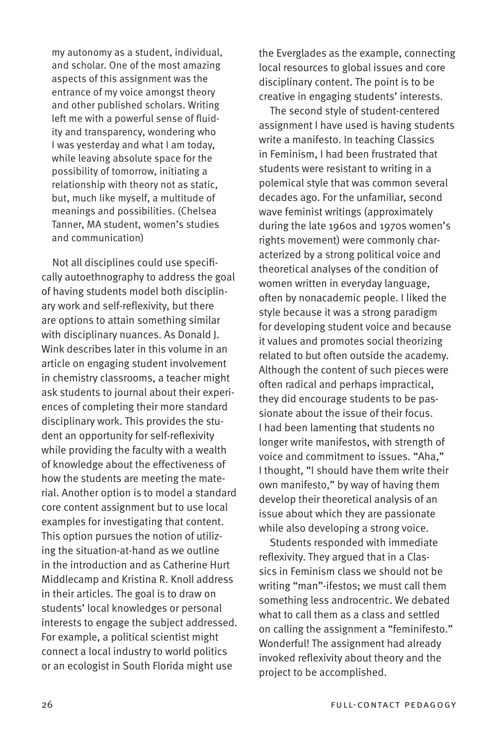> my autonomy as a student, individual, and scholar. One of the most amazing aspects of this assignment was the entrance of my voice amongst theory and other published scholars. Writing left me with a powerful sense of fluidity and transparency, wondering who I was yesterday and what I am today, while leaving absolute space for the possibility of tomorrow, initiating a relationship with theory not as static, but, much like myself, a multitude of meanings and possibilities. (Chelsea Tanner, MA student, women's studies and communication)

Not all disciplines could use specifically autoethnography to address the goal of having students model both disciplinary work and self-reflexivity, but there are options to attain something similar with disciplinary nuances. As Donald J. Wink describes later in this volume in an article on engaging student involvement in chemistry classrooms, a teacher might ask students to journal about their experiences of completing their more standard disciplinary work. This provides the student an opportunity for self-reflexivity while providing the faculty with a wealth of knowledge about the effectiveness of how the students are meeting the material. Another option is to model a standard core content assignment but to use local examples for investigating that content. This option pursues the notion of utilizing the situation-at-hand as we outline in the introduction and as Catherine Hurt Middlecamp and Kristina R. Knoll address in their articles. The goal is to draw on students' local knowledges or personal interests to engage the subject addressed. For example, a political scientist might connect a local industry to world politics or an ecologist in South Florida might use the Everglades as the example, connecting local resources to global issues and core disciplinary content. The point is to be creative in engaging students' interests.

The second style of student-centered assignment I have used is having students write a manifesto. In teaching Classics in Feminism, I had been frustrated that students were resistant to writing in a polemical style that was common several decades ago. For the unfamiliar, second wave feminist writings (approximately during the late 1960s and 1970s women's rights movement) were commonly characterized by a strong political voice and theoretical analyses of the condition of women written in everyday language, often by nonacademic people. I liked the style because it was a strong paradigm for developing student voice and because it values and promotes social theorizing related to but often outside the academy. Although the content of such pieces were often radical and perhaps impractical, they did encourage students to be passionate about the issue of their focus. I had been lamenting that students no longer write manifestos, with strength of voice and commitment to issues. "Aha," I thought, "I should have them write their own manifesto," by way of having them develop their theoretical analysis of an issue about which they are passionate while also developing a strong voice.

Students responded with immediate reflexivity. They argued that in a Classics in Feminism class we should not be writing "man"-ifestos; we must call them something less androcentric. We debated what to call them as a class and settled on calling the assignment a "feminifesto." Wonderful! The assignment had already invoked reflexivity about theory and the project to be accomplished.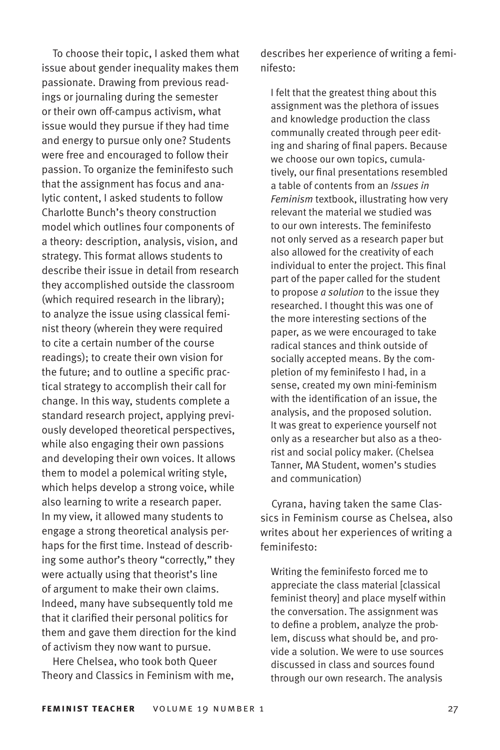To choose their topic, I asked them what issue about gender inequality makes them passionate. Drawing from previous readings or journaling during the semester or their own off-campus activism, what issue would they pursue if they had time and energy to pursue only one? Students were free and encouraged to follow their passion. To organize the feminifesto such that the assignment has focus and analytic content, I asked students to follow Charlotte Bunch's theory construction model which outlines four components of a theory: description, analysis, vision, and strategy. This format allows students to describe their issue in detail from research they accomplished outside the classroom (which required research in the library); to analyze the issue using classical feminist theory (wherein they were required to cite a certain number of the course readings); to create their own vision for the future; and to outline a specific practical strategy to accomplish their call for change. In this way, students complete a standard research project, applying previously developed theoretical perspectives, while also engaging their own passions and developing their own voices. It allows them to model a polemical writing style, which helps develop a strong voice, while also learning to write a research paper. In my view, it allowed many students to engage a strong theoretical analysis perhaps for the first time. Instead of describing some author's theory "correctly," they were actually using that theorist's line of argument to make their own claims. Indeed, many have subsequently told me that it clarified their personal politics for them and gave them direction for the kind of activism they now want to pursue.

Here Chelsea, who took both Queer Theory and Classics in Feminism with me, describes her experience of writing a feminifesto:

> I felt that the greatest thing about this assignment was the plethora of issues and knowledge production the class communally created through peer editing and sharing of final papers. Because we choose our own topics, cumulatively, our final presentations resembled a table of contents from an *Issues in Feminism* textbook, illustrating how very relevant the material we studied was to our own interests. The feminifesto not only served as a research paper but also allowed for the creativity of each individual to enter the project. This final part of the paper called for the student to propose *a solution* to the issue they researched. I thought this was one of the more interesting sections of the paper, as we were encouraged to take radical stances and think outside of socially accepted means. By the completion of my feminifesto I had, in a sense, created my own mini-feminism with the identification of an issue, the analysis, and the proposed solution. It was great to experience yourself not only as a researcher but also as a theorist and social policy maker. (Chelsea Tanner, MA Student, women's studies and communication)

Cyrana, having taken the same Classics in Feminism course as Chelsea, also writes about her experiences of writing a feminifesto:

> Writing the feminifesto forced me to appreciate the class material [classical feminist theory] and place myself within the conversation. The assignment was to define a problem, analyze the problem, discuss what should be, and provide a solution. We were to use sources discussed in class and sources found through our own research. The analysis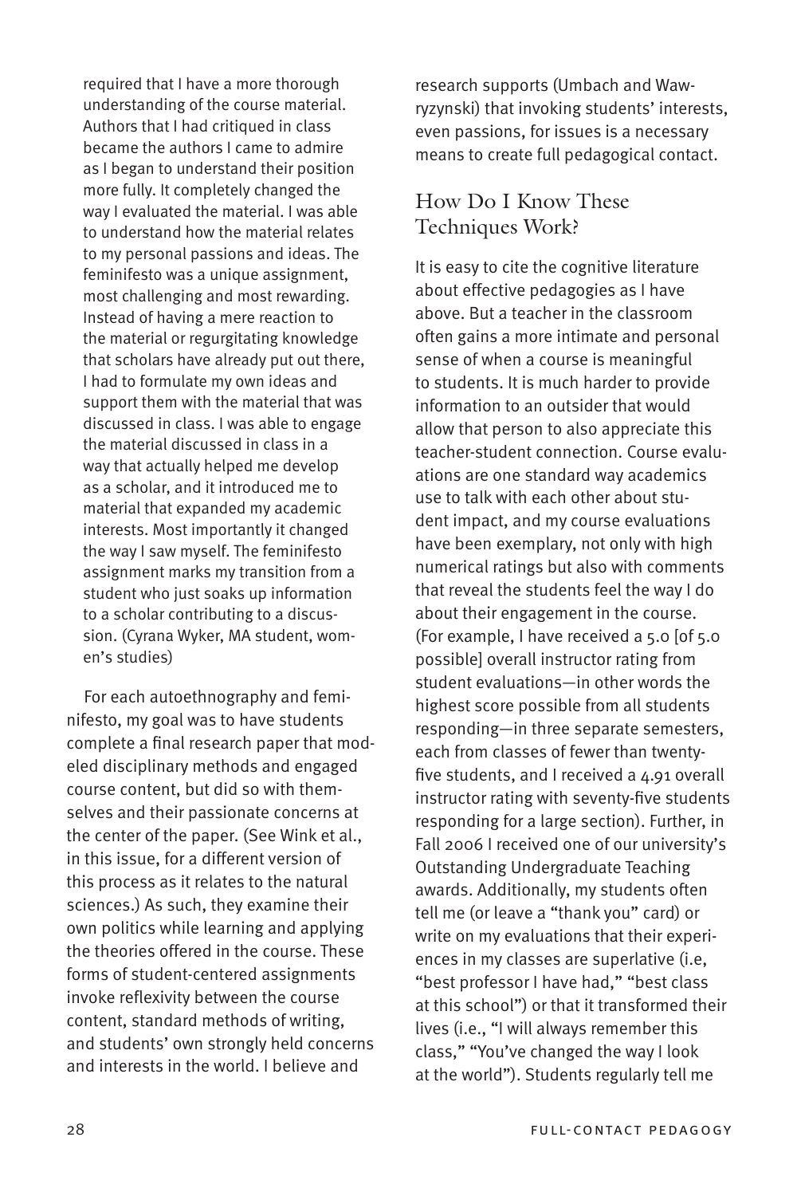> required that I have a more thorough understanding of the course material. Authors that I had critiqued in class became the authors I came to admire as I began to understand their position more fully. It completely changed the way I evaluated the material. I was able to understand how the material relates to my personal passions and ideas. The feminifesto was a unique assignment, most challenging and most rewarding. Instead of having a mere reaction to the material or regurgitating knowledge that scholars have already put out there, I had to formulate my own ideas and support them with the material that was discussed in class. I was able to engage the material discussed in class in a way that actually helped me develop as a scholar, and it introduced me to material that expanded my academic interests. Most importantly it changed the way I saw myself. The feminifesto assignment marks my transition from a student who just soaks up information to a scholar contributing to a discussion. (Cyrana Wyker, MA student, women's studies)

For each autoethnography and feminifesto, my goal was to have students complete a final research paper that modeled disciplinary methods and engaged course content, but did so with themselves and their passionate concerns at the center of the paper. (See Wink et al., in this issue, for a different version of this process as it relates to the natural sciences.) As such, they examine their own politics while learning and applying the theories offered in the course. These forms of student-centered assignments invoke reflexivity between the course content, standard methods of writing, and students' own strongly held concerns and interests in the world. I believe and research supports (Umbach and Wawryzynski) that invoking students' interests, even passions, for issues is a necessary means to create full pedagogical contact.

## How Do I Know These Techniques Work?

It is easy to cite the cognitive literature about effective pedagogies as I have above. But a teacher in the classroom often gains a more intimate and personal sense of when a course is meaningful to students. It is much harder to provide information to an outsider that would allow that person to also appreciate this teacher-student connection. Course evaluations are one standard way academics use to talk with each other about student impact, and my course evaluations have been exemplary, not only with high numerical ratings but also with comments that reveal the students feel the way I do about their engagement in the course. (For example, I have received a 5.0 [of 5.0 possible] overall instructor rating from student evaluations—in other words the highest score possible from all students responding—in three separate semesters, each from classes of fewer than twenty-five students, and I received a 4.91 overall instructor rating with seventy-five students responding for a large section). Further, in Fall 2006 I received one of our university's Outstanding Undergraduate Teaching awards. Additionally, my students often tell me (or leave a "thank you" card) or write on my evaluations that their experiences in my classes are superlative (i.e, "best professor I have had," "best class at this school") or that it transformed their lives (i.e., "I will always remember this class," "You've changed the way I look at the world"). Students regularly tell me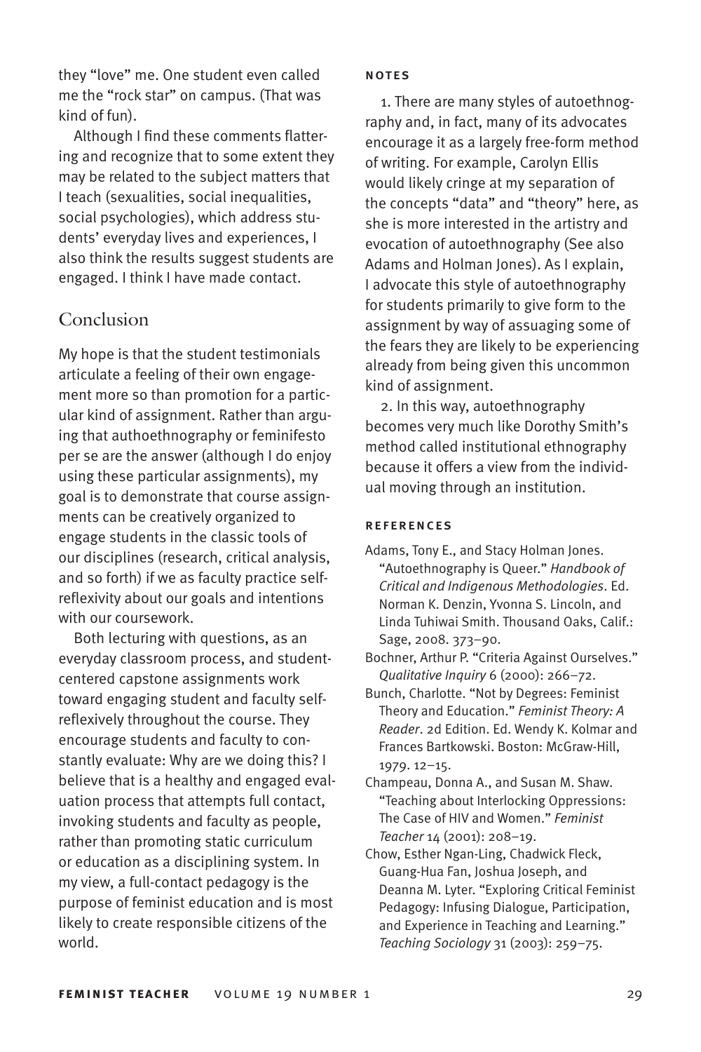they "love" me. One student even called me the "rock star" on campus. (That was kind of fun).

Although I find these comments flattering and recognize that to some extent they may be related to the subject matters that I teach (sexualities, social inequalities, social psychologies), which address students' everyday lives and experiences, I also think the results suggest students are engaged. I think I have made contact.

## Conclusion

My hope is that the student testimonials articulate a feeling of their own engagement more so than promotion for a particular kind of assignment. Rather than arguing that authoethnography or feminifesto per se are the answer (although I do enjoy using these particular assignments), my goal is to demonstrate that course assignments can be creatively organized to engage students in the classic tools of our disciplines (research, critical analysis, and so forth) if we as faculty practice self-reflexivity about our goals and intentions with our coursework.

Both lecturing with questions, as an everyday classroom process, and student-centered capstone assignments work toward engaging student and faculty self-reflexively throughout the course. They encourage students and faculty to constantly evaluate: Why are we doing this? I believe that is a healthy and engaged evaluation process that attempts full contact, invoking students and faculty as people, rather than promoting static curriculum or education as a disciplining system. In my view, a full-contact pedagogy is the purpose of feminist education and is most likely to create responsible citizens of the world.

### NOTES

1. There are many styles of autoethnography and, in fact, many of its advocates encourage it as a largely free-form method of writing. For example, Carolyn Ellis would likely cringe at my separation of the concepts "data" and "theory" here, as she is more interested in the artistry and evocation of autoethnography (See also Adams and Holman Jones). As I explain, I advocate this style of autoethnography for students primarily to give form to the assignment by way of assuaging some of the fears they are likely to be experiencing already from being given this uncommon kind of assignment.

2. In this way, autoethnography becomes very much like Dorothy Smith's method called institutional ethnography because it offers a view from the individual moving through an institution.

### REFERENCES

Adams, Tony E., and Stacy Holman Jones. "Autoethnography is Queer." *Handbook of Critical and Indigenous Methodologies*. Ed. Norman K. Denzin, Yvonna S. Lincoln, and Linda Tuhiwai Smith. Thousand Oaks, Calif.: Sage, 2008. 373–90.

Bochner, Arthur P. "Criteria Against Ourselves." *Qualitative Inquiry* 6 (2000): 266–72.

Bunch, Charlotte. "Not by Degrees: Feminist Theory and Education." *Feminist Theory: A Reader*. 2d Edition. Ed. Wendy K. Kolmar and Frances Bartkowski. Boston: McGraw-Hill, 1979. 12–15.

Champeau, Donna A., and Susan M. Shaw. "Teaching about Interlocking Oppressions: The Case of HIV and Women." *Feminist Teacher* 14 (2001): 208–19.

Chow, Esther Ngan-Ling, Chadwick Fleck, Guang-Hua Fan, Joshua Joseph, and Deanna M. Lyter. "Exploring Critical Feminist Pedagogy: Infusing Dialogue, Participation, and Experience in Teaching and Learning." *Teaching Sociology* 31 (2003): 259–75.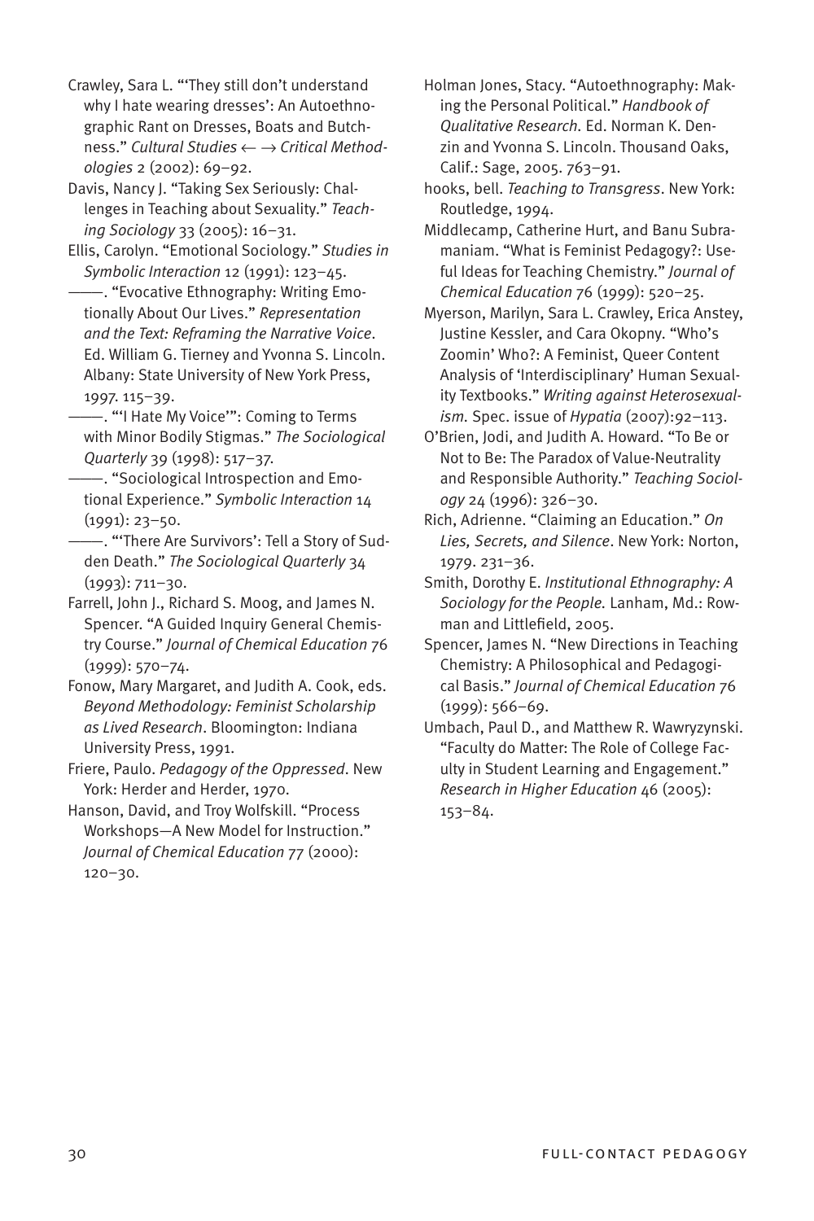Crawley, Sara L. "'They still don't understand why I hate wearing dresses': An Autoethnographic Rant on Dresses, Boats and Butchness." *Cultural Studies ← → Critical Methodologies* 2 (2002): 69–92.

Davis, Nancy J. "Taking Sex Seriously: Challenges in Teaching about Sexuality." *Teaching Sociology* 33 (2005): 16–31.

Ellis, Carolyn. "Emotional Sociology." *Studies in Symbolic Interaction* 12 (1991): 123–45.

———. "Evocative Ethnography: Writing Emotionally About Our Lives." *Representation and the Text: Reframing the Narrative Voice*. Ed. William G. Tierney and Yvonna S. Lincoln. Albany: State University of New York Press, 1997. 115–39.

———. "'I Hate My Voice'": Coming to Terms with Minor Bodily Stigmas." *The Sociological Quarterly* 39 (1998): 517–37.

———. "Sociological Introspection and Emotional Experience." *Symbolic Interaction* 14 (1991): 23–50.

———. "'There Are Survivors': Tell a Story of Sudden Death." *The Sociological Quarterly* 34 (1993): 711–30.

Farrell, John J., Richard S. Moog, and James N. Spencer. "A Guided Inquiry General Chemistry Course." *Journal of Chemical Education* 76 (1999): 570–74.

Fonow, Mary Margaret, and Judith A. Cook, eds. *Beyond Methodology: Feminist Scholarship as Lived Research*. Bloomington: Indiana University Press, 1991.

Friere, Paulo. *Pedagogy of the Oppressed*. New York: Herder and Herder, 1970.

Hanson, David, and Troy Wolfskill. "Process Workshops—A New Model for Instruction." *Journal of Chemical Education* 77 (2000): 120–30.

Holman Jones, Stacy. "Autoethnography: Making the Personal Political." *Handbook of Qualitative Research*. Ed. Norman K. Denzin and Yvonna S. Lincoln. Thousand Oaks, Calif.: Sage, 2005. 763–91.

hooks, bell. *Teaching to Transgress*. New York: Routledge, 1994.

Middlecamp, Catherine Hurt, and Banu Subramaniam. "What is Feminist Pedagogy?: Useful Ideas for Teaching Chemistry." *Journal of Chemical Education* 76 (1999): 520–25.

Myerson, Marilyn, Sara L. Crawley, Erica Anstey, Justine Kessler, and Cara Okopny. "Who's Zoomin' Who?: A Feminist, Queer Content Analysis of 'Interdisciplinary' Human Sexuality Textbooks." *Writing against Heterosexualism*. Spec. issue of *Hypatia* (2007):92–113.

O'Brien, Jodi, and Judith A. Howard. "To Be or Not to Be: The Paradox of Value-Neutrality and Responsible Authority." *Teaching Sociology* 24 (1996): 326–30.

Rich, Adrienne. "Claiming an Education." *On Lies, Secrets, and Silence*. New York: Norton, 1979. 231–36.

Smith, Dorothy E. *Institutional Ethnography: A Sociology for the People.* Lanham, Md.: Rowman and Littlefield, 2005.

Spencer, James N. "New Directions in Teaching Chemistry: A Philosophical and Pedagogical Basis." *Journal of Chemical Education* 76 (1999): 566–69.

Umbach, Paul D., and Matthew R. Wawryzynski. "Faculty do Matter: The Role of College Faculty in Student Learning and Engagement." *Research in Higher Education* 46 (2005): 153–84.